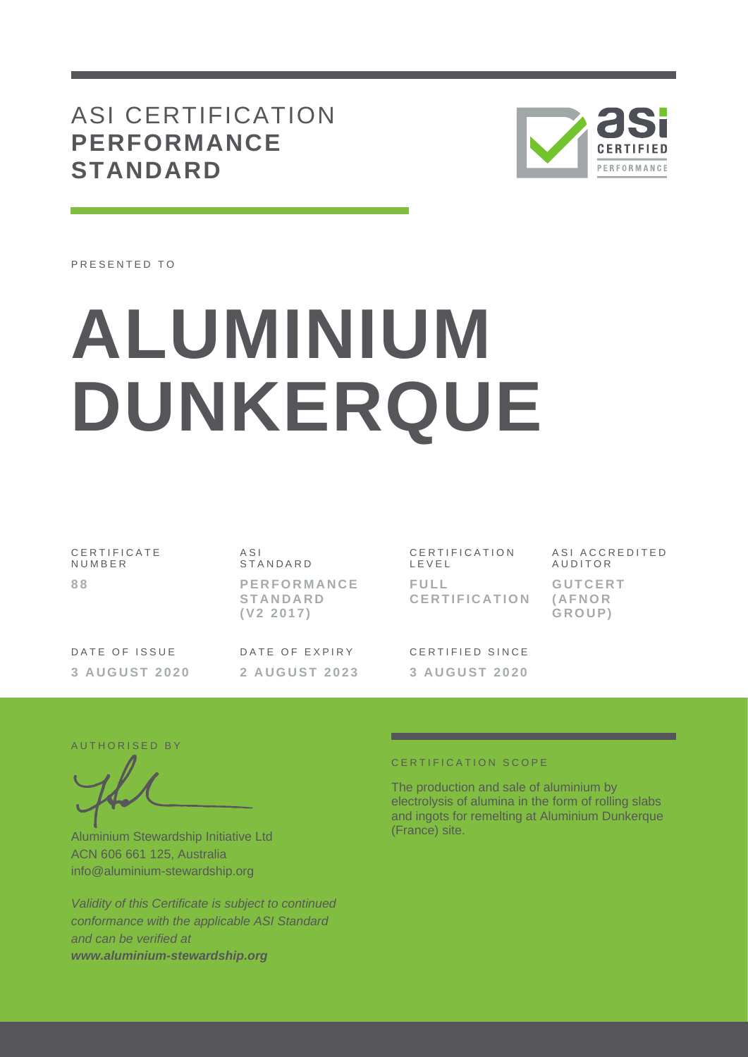# ASI CERTIFICATION **PERFORMANCE STANDARD**

PRESENTED TO

# ALUMINIUM DUNKERQUE

| CERTIFICATE NUMBER | ASI STANDARD | CERTIFICATION LEVEL | ASI ACCREDITED AUDITOR |
|---|---|---|---|
| **88** | **PERFORMANCE STANDARD (V2 2017)** | **FULL CERTIFICATION** | **GUTCERT (AFNOR GROUP)** |

| DATE OF ISSUE | DATE OF EXPIRY | CERTIFIED SINCE |
|---|---|---|
| **3 AUGUST 2020** | **2 AUGUST 2023** | **3 AUGUST 2020** |

AUTHORISED BY

Aluminium Stewardship Initiative Ltd
ACN 606 661 125, Australia
info@aluminium-stewardship.org

*Validity of this Certificate is subject to continued conformance with the applicable ASI Standard and can be verified at* ***www.aluminium-stewardship.org***

CERTIFICATION SCOPE

The production and sale of aluminium by electrolysis of alumina in the form of rolling slabs and ingots for remelting at Aluminium Dunkerque (France) site.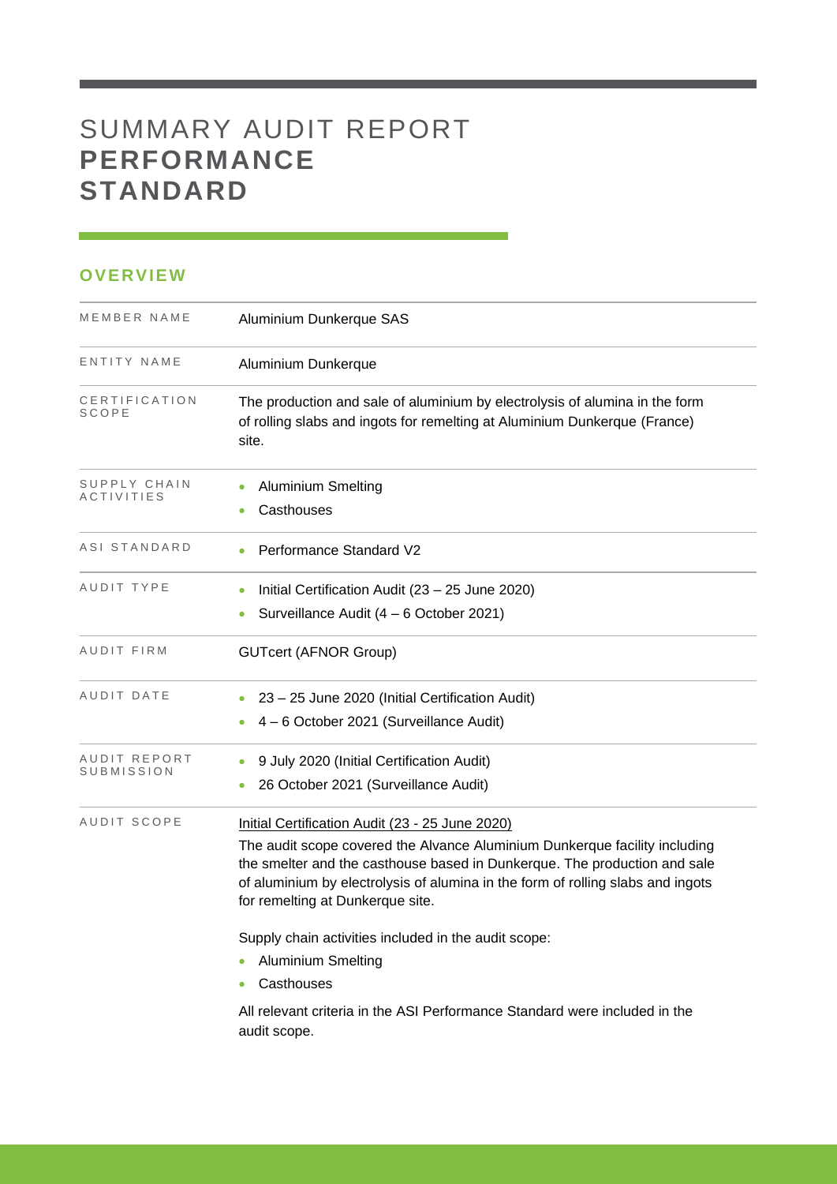# SUMMARY AUDIT REPORT **PERFORMANCE STANDARD**

## OVERVIEW

| | |
|---|---|
| MEMBER NAME | Aluminium Dunkerque SAS |
| ENTITY NAME | Aluminium Dunkerque |
| CERTIFICATION SCOPE | The production and sale of aluminium by electrolysis of alumina in the form of rolling slabs and ingots for remelting at Aluminium Dunkerque (France) site. |
| SUPPLY CHAIN ACTIVITIES | • Aluminium Smelting<br>• Casthouses |
| ASI STANDARD | • Performance Standard V2 |
| AUDIT TYPE | • Initial Certification Audit (23 – 25 June 2020)<br>• Surveillance Audit (4 – 6 October 2021) |
| AUDIT FIRM | GUTcert (AFNOR Group) |
| AUDIT DATE | • 23 – 25 June 2020 (Initial Certification Audit)<br>• 4 – 6 October 2021 (Surveillance Audit) |
| AUDIT REPORT SUBMISSION | • 9 July 2020 (Initial Certification Audit)<br>• 26 October 2021 (Surveillance Audit) |
| AUDIT SCOPE | Initial Certification Audit (23 - 25 June 2020)<br>The audit scope covered the Alvance Aluminium Dunkerque facility including the smelter and the casthouse based in Dunkerque. The production and sale of aluminium by electrolysis of alumina in the form of rolling slabs and ingots for remelting at Dunkerque site.<br><br>Supply chain activities included in the audit scope:<br>• Aluminium Smelting<br>• Casthouses<br><br>All relevant criteria in the ASI Performance Standard were included in the audit scope. |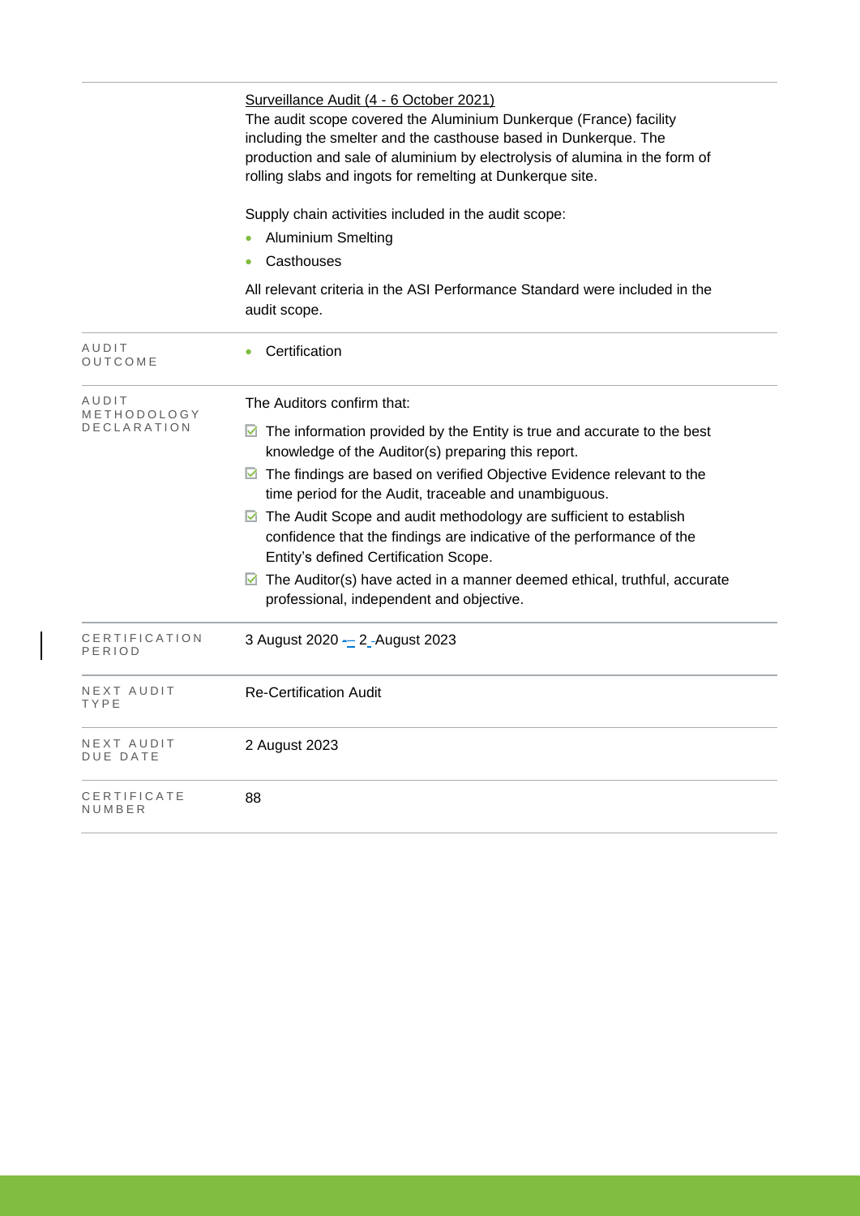| | |
|---|---|
| | Surveillance Audit (4 - 6 October 2021)<br>The audit scope covered the Aluminium Dunkerque (France) facility including the smelter and the casthouse based in Dunkerque. The production and sale of aluminium by electrolysis of alumina in the form of rolling slabs and ingots for remelting at Dunkerque site.<br><br>Supply chain activities included in the audit scope:<br>• Aluminium Smelting<br>• Casthouses<br><br>All relevant criteria in the ASI Performance Standard were included in the audit scope. |
| AUDIT OUTCOME | • Certification |
| AUDIT METHODOLOGY DECLARATION | The Auditors confirm that:<br>☑ The information provided by the Entity is true and accurate to the best knowledge of the Auditor(s) preparing this report.<br>☑ The findings are based on verified Objective Evidence relevant to the time period for the Audit, traceable and unambiguous.<br>☑ The Audit Scope and audit methodology are sufficient to establish confidence that the findings are indicative of the performance of the Entity's defined Certification Scope.<br>☑ The Auditor(s) have acted in a manner deemed ethical, truthful, accurate professional, independent and objective. |
| CERTIFICATION PERIOD | 3 August 2020 – 2 August 2023 |
| NEXT AUDIT TYPE | Re-Certification Audit |
| NEXT AUDIT DUE DATE | 2 August 2023 |
| CERTIFICATE NUMBER | 88 |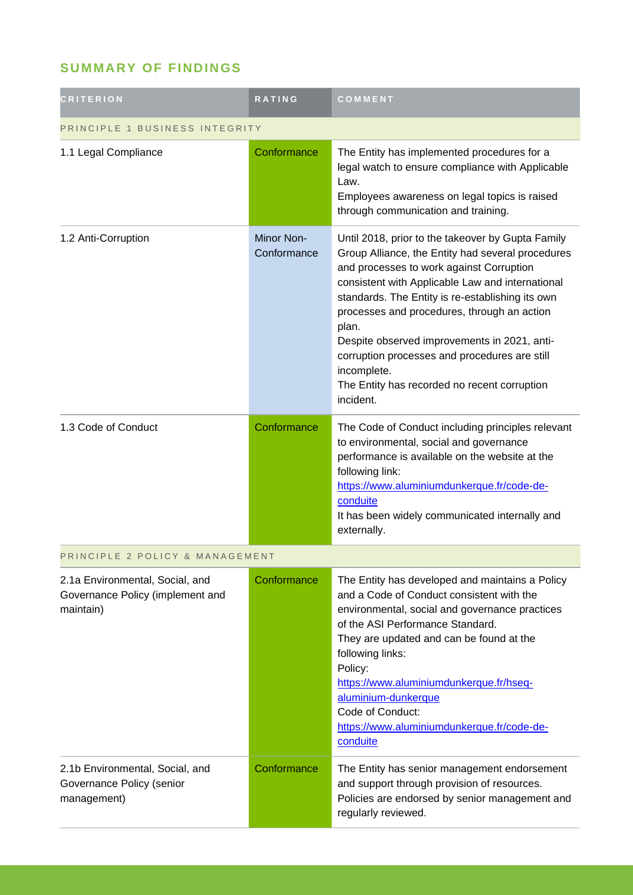## SUMMARY OF FINDINGS

| CRITERION | RATING | COMMENT |
|---|---|---|
| PRINCIPLE 1 BUSINESS INTEGRITY | | |
| 1.1 Legal Compliance | Conformance | The Entity has implemented procedures for a legal watch to ensure compliance with Applicable Law.<br>Employees awareness on legal topics is raised through communication and training. |
| 1.2 Anti-Corruption | Minor Non-Conformance | Until 2018, prior to the takeover by Gupta Family Group Alliance, the Entity had several procedures and processes to work against Corruption consistent with Applicable Law and international standards. The Entity is re-establishing its own processes and procedures, through an action plan.<br>Despite observed improvements in 2021, anti-corruption processes and procedures are still incomplete.<br>The Entity has recorded no recent corruption incident. |
| 1.3 Code of Conduct | Conformance | The Code of Conduct including principles relevant to environmental, social and governance performance is available on the website at the following link:<br>https://www.aluminiumdunkerque.fr/code-de-conduite<br>It has been widely communicated internally and externally. |
| PRINCIPLE 2 POLICY & MANAGEMENT | | |
| 2.1a Environmental, Social, and Governance Policy (implement and maintain) | Conformance | The Entity has developed and maintains a Policy and a Code of Conduct consistent with the environmental, social and governance practices of the ASI Performance Standard.<br>They are updated and can be found at the following links:<br>Policy:<br>https://www.aluminiumdunkerque.fr/hseq-aluminium-dunkerque<br>Code of Conduct:<br>https://www.aluminiumdunkerque.fr/code-de-conduite |
| 2.1b Environmental, Social, and Governance Policy (senior management) | Conformance | The Entity has senior management endorsement and support through provision of resources.<br>Policies are endorsed by senior management and regularly reviewed. |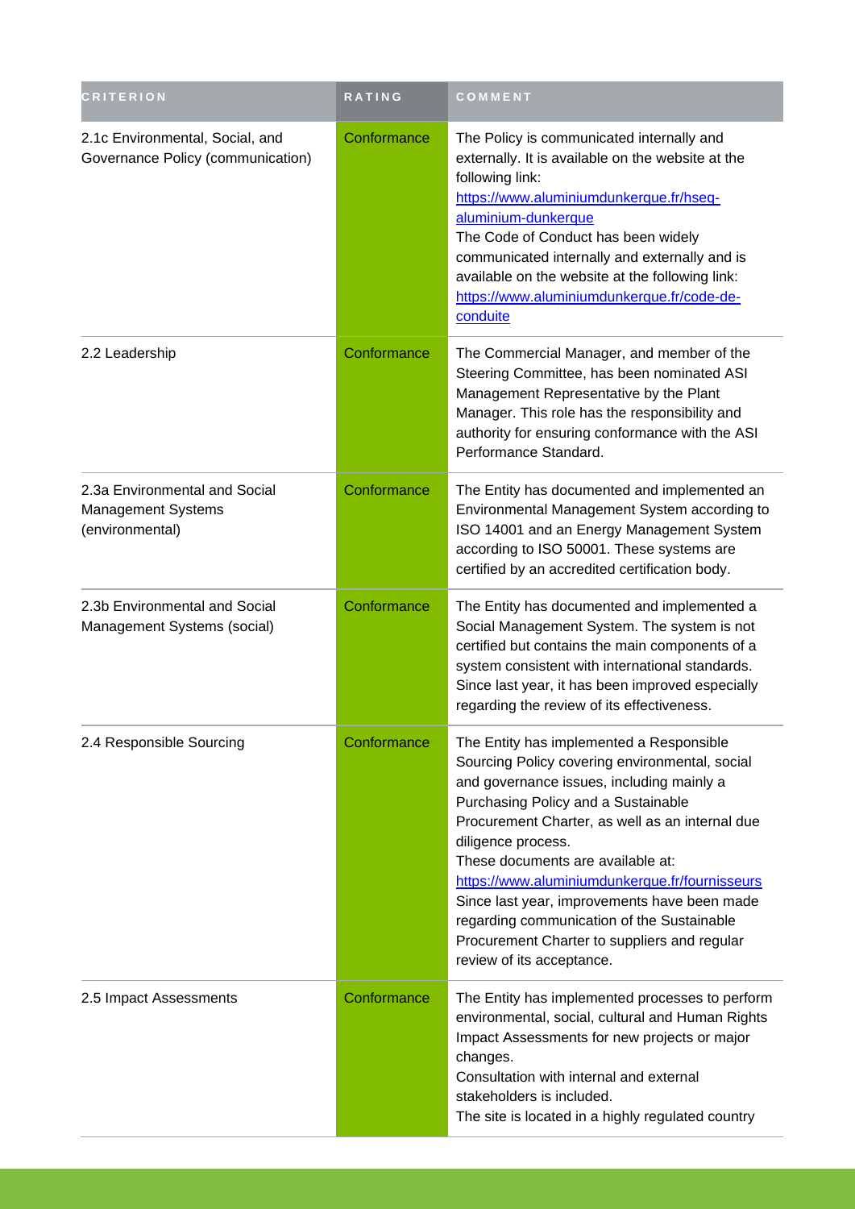| CRITERION | RATING | COMMENT |
| --- | --- | --- |
| 2.1c Environmental, Social, and Governance Policy (communication) | Conformance | The Policy is communicated internally and externally. It is available on the website at the following link: https://www.aluminiumdunkerque.fr/hseq-aluminium-dunkerque The Code of Conduct has been widely communicated internally and externally and is available on the website at the following link: https://www.aluminiumdunkerque.fr/code-de-conduite |
| 2.2 Leadership | Conformance | The Commercial Manager, and member of the Steering Committee, has been nominated ASI Management Representative by the Plant Manager. This role has the responsibility and authority for ensuring conformance with the ASI Performance Standard. |
| 2.3a Environmental and Social Management Systems (environmental) | Conformance | The Entity has documented and implemented an Environmental Management System according to ISO 14001 and an Energy Management System according to ISO 50001. These systems are certified by an accredited certification body. |
| 2.3b Environmental and Social Management Systems (social) | Conformance | The Entity has documented and implemented a Social Management System. The system is not certified but contains the main components of a system consistent with international standards. Since last year, it has been improved especially regarding the review of its effectiveness. |
| 2.4 Responsible Sourcing | Conformance | The Entity has implemented a Responsible Sourcing Policy covering environmental, social and governance issues, including mainly a Purchasing Policy and a Sustainable Procurement Charter, as well as an internal due diligence process. These documents are available at: https://www.aluminiumdunkerque.fr/fournisseurs Since last year, improvements have been made regarding communication of the Sustainable Procurement Charter to suppliers and regular review of its acceptance. |
| 2.5 Impact Assessments | Conformance | The Entity has implemented processes to perform environmental, social, cultural and Human Rights Impact Assessments for new projects or major changes. Consultation with internal and external stakeholders is included. The site is located in a highly regulated country |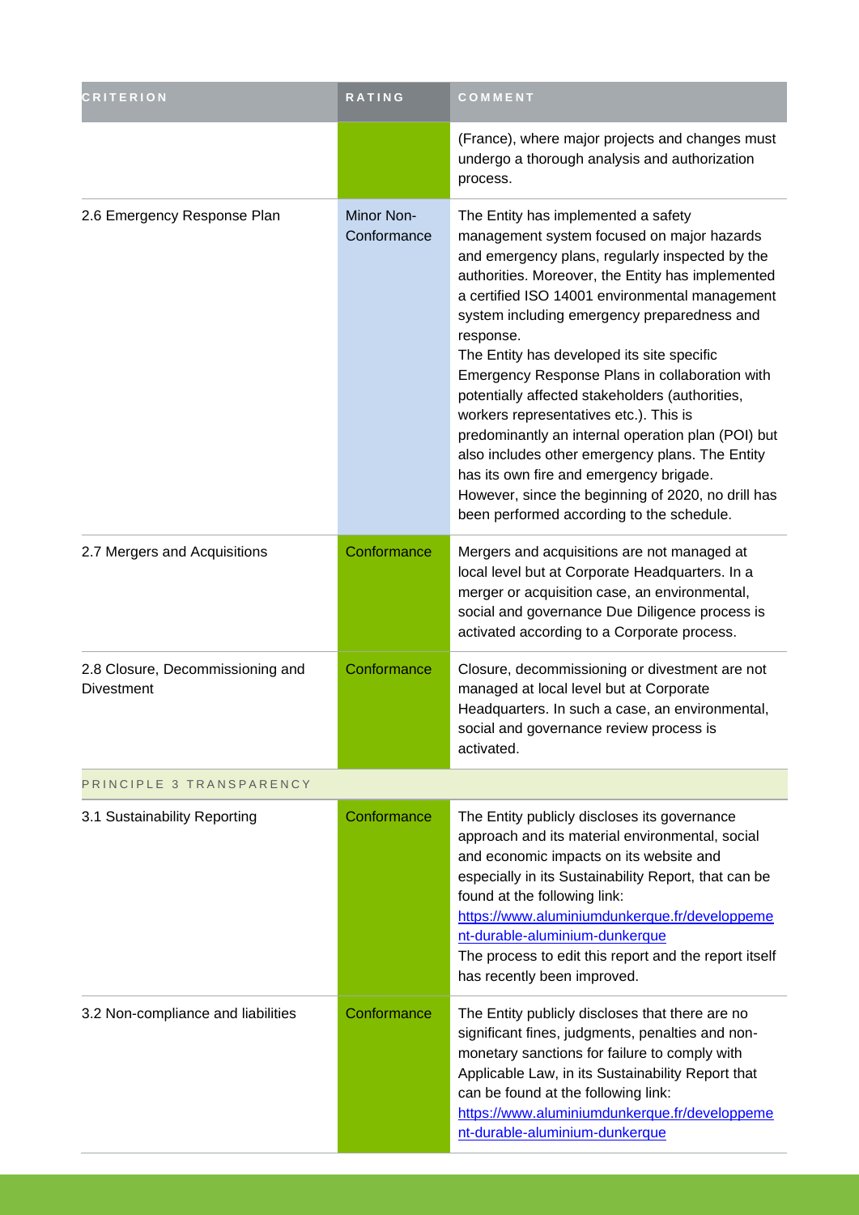| CRITERION | RATING | COMMENT |
|---|---|---|
| | | (France), where major projects and changes must undergo a thorough analysis and authorization process. |
| 2.6 Emergency Response Plan | Minor Non-Conformance | The Entity has implemented a safety management system focused on major hazards and emergency plans, regularly inspected by the authorities. Moreover, the Entity has implemented a certified ISO 14001 environmental management system including emergency preparedness and response.<br>The Entity has developed its site specific Emergency Response Plans in collaboration with potentially affected stakeholders (authorities, workers representatives etc.). This is predominantly an internal operation plan (POI) but also includes other emergency plans. The Entity has its own fire and emergency brigade.<br>However, since the beginning of 2020, no drill has been performed according to the schedule. |
| 2.7 Mergers and Acquisitions | Conformance | Mergers and acquisitions are not managed at local level but at Corporate Headquarters. In a merger or acquisition case, an environmental, social and governance Due Diligence process is activated according to a Corporate process. |
| 2.8 Closure, Decommissioning and Divestment | Conformance | Closure, decommissioning or divestment are not managed at local level but at Corporate Headquarters. In such a case, an environmental, social and governance review process is activated. |
| PRINCIPLE 3 TRANSPARENCY | | |
| 3.1 Sustainability Reporting | Conformance | The Entity publicly discloses its governance approach and its material environmental, social and economic impacts on its website and especially in its Sustainability Report, that can be found at the following link: https://www.aluminiumdunkerque.fr/developpement-durable-aluminium-dunkerque<br>The process to edit this report and the report itself has recently been improved. |
| 3.2 Non-compliance and liabilities | Conformance | The Entity publicly discloses that there are no significant fines, judgments, penalties and non-monetary sanctions for failure to comply with Applicable Law, in its Sustainability Report that can be found at the following link: https://www.aluminiumdunkerque.fr/developpement-durable-aluminium-dunkerque |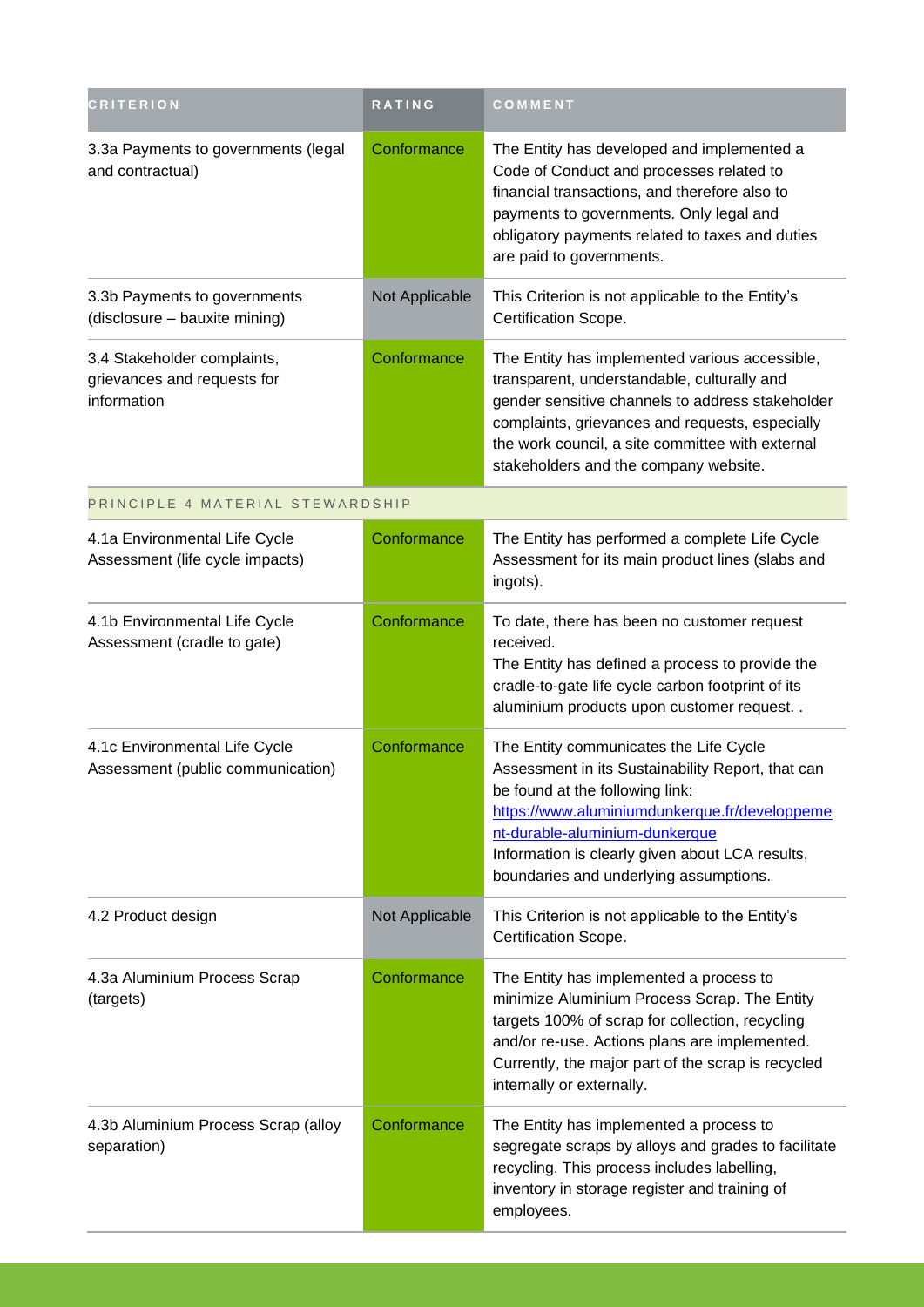| CRITERION | RATING | COMMENT |
| --- | --- | --- |
| 3.3a Payments to governments (legal and contractual) | Conformance | The Entity has developed and implemented a Code of Conduct and processes related to financial transactions, and therefore also to payments to governments. Only legal and obligatory payments related to taxes and duties are paid to governments. |
| 3.3b Payments to governments (disclosure – bauxite mining) | Not Applicable | This Criterion is not applicable to the Entity's Certification Scope. |
| 3.4 Stakeholder complaints, grievances and requests for information | Conformance | The Entity has implemented various accessible, transparent, understandable, culturally and gender sensitive channels to address stakeholder complaints, grievances and requests, especially the work council, a site committee with external stakeholders and the company website. |
| PRINCIPLE 4 MATERIAL STEWARDSHIP | | |
| 4.1a Environmental Life Cycle Assessment (life cycle impacts) | Conformance | The Entity has performed a complete Life Cycle Assessment for its main product lines (slabs and ingots). |
| 4.1b Environmental Life Cycle Assessment (cradle to gate) | Conformance | To date, there has been no customer request received.<br>The Entity has defined a process to provide the cradle-to-gate life cycle carbon footprint of its aluminium products upon customer request. . |
| 4.1c Environmental Life Cycle Assessment (public communication) | Conformance | The Entity communicates the Life Cycle Assessment in its Sustainability Report, that can be found at the following link: https://www.aluminiumdunkerque.fr/developpement-durable-aluminium-dunkerque<br>Information is clearly given about LCA results, boundaries and underlying assumptions. |
| 4.2 Product design | Not Applicable | This Criterion is not applicable to the Entity's Certification Scope. |
| 4.3a Aluminium Process Scrap (targets) | Conformance | The Entity has implemented a process to minimize Aluminium Process Scrap. The Entity targets 100% of scrap for collection, recycling and/or re-use. Actions plans are implemented. Currently, the major part of the scrap is recycled internally or externally. |
| 4.3b Aluminium Process Scrap (alloy separation) | Conformance | The Entity has implemented a process to segregate scraps by alloys and grades to facilitate recycling. This process includes labelling, inventory in storage register and training of employees. |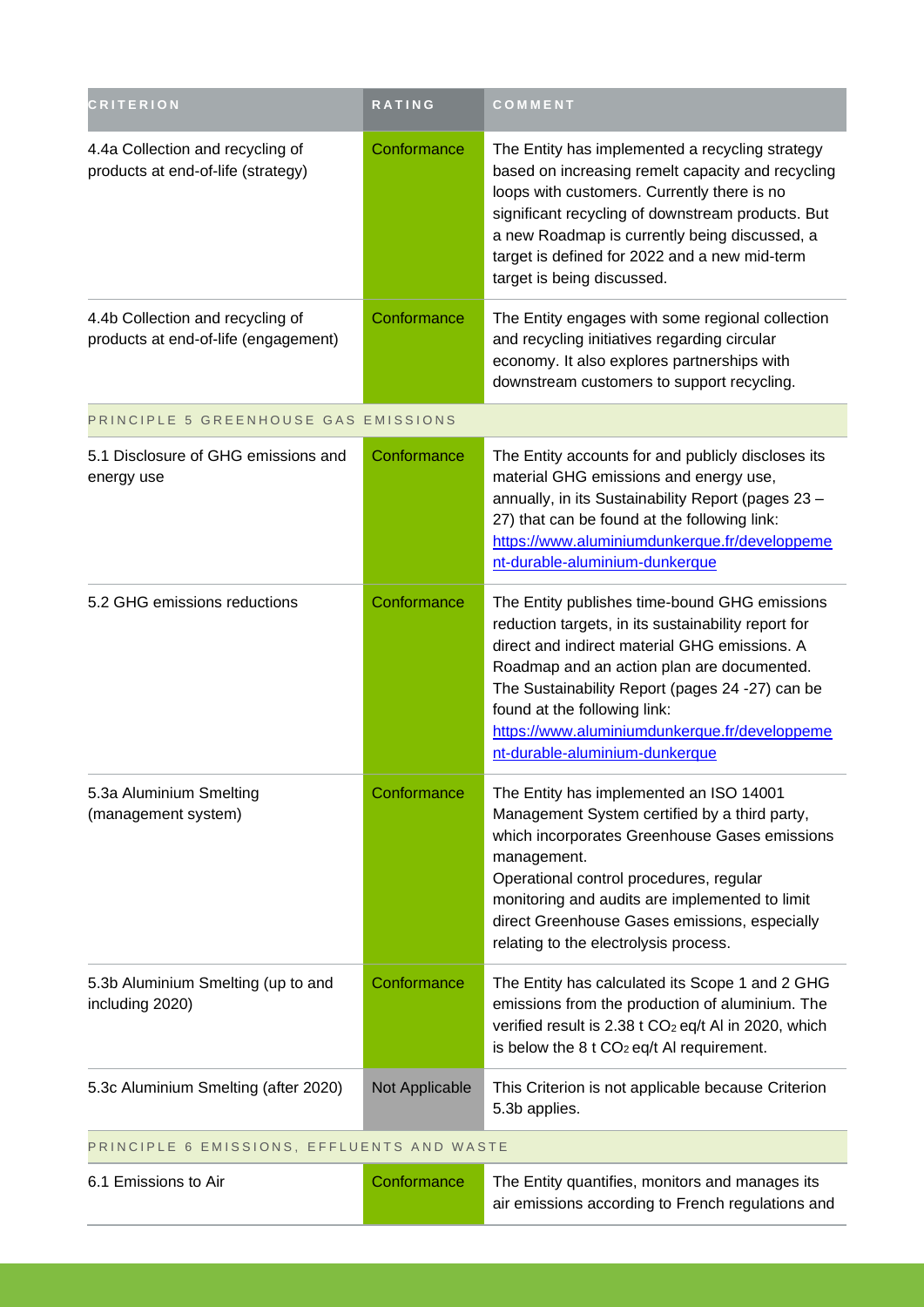| CRITERION | RATING | COMMENT |
| --- | --- | --- |
| 4.4a Collection and recycling of products at end-of-life (strategy) | Conformance | The Entity has implemented a recycling strategy based on increasing remelt capacity and recycling loops with customers. Currently there is no significant recycling of downstream products. But a new Roadmap is currently being discussed, a target is defined for 2022 and a new mid-term target is being discussed. |
| 4.4b Collection and recycling of products at end-of-life (engagement) | Conformance | The Entity engages with some regional collection and recycling initiatives regarding circular economy. It also explores partnerships with downstream customers to support recycling. |
| PRINCIPLE 5 GREENHOUSE GAS EMISSIONS | | |
| 5.1 Disclosure of GHG emissions and energy use | Conformance | The Entity accounts for and publicly discloses its material GHG emissions and energy use, annually, in its Sustainability Report (pages 23 – 27) that can be found at the following link: https://www.aluminiumdunkerque.fr/developpement-durable-aluminium-dunkerque |
| 5.2 GHG emissions reductions | Conformance | The Entity publishes time-bound GHG emissions reduction targets, in its sustainability report for direct and indirect material GHG emissions. A Roadmap and an action plan are documented. The Sustainability Report (pages 24 -27) can be found at the following link: https://www.aluminiumdunkerque.fr/developpement-durable-aluminium-dunkerque |
| 5.3a Aluminium Smelting (management system) | Conformance | The Entity has implemented an ISO 14001 Management System certified by a third party, which incorporates Greenhouse Gases emissions management.<br>Operational control procedures, regular monitoring and audits are implemented to limit direct Greenhouse Gases emissions, especially relating to the electrolysis process. |
| 5.3b Aluminium Smelting (up to and including 2020) | Conformance | The Entity has calculated its Scope 1 and 2 GHG emissions from the production of aluminium. The verified result is 2.38 t $CO_2$ eq/t Al in 2020, which is below the 8 t $CO_2$ eq/t Al requirement. |
| 5.3c Aluminium Smelting (after 2020) | Not Applicable | This Criterion is not applicable because Criterion 5.3b applies. |
| PRINCIPLE 6 EMISSIONS, EFFLUENTS AND WASTE | | |
| 6.1 Emissions to Air | Conformance | The Entity quantifies, monitors and manages its air emissions according to French regulations and |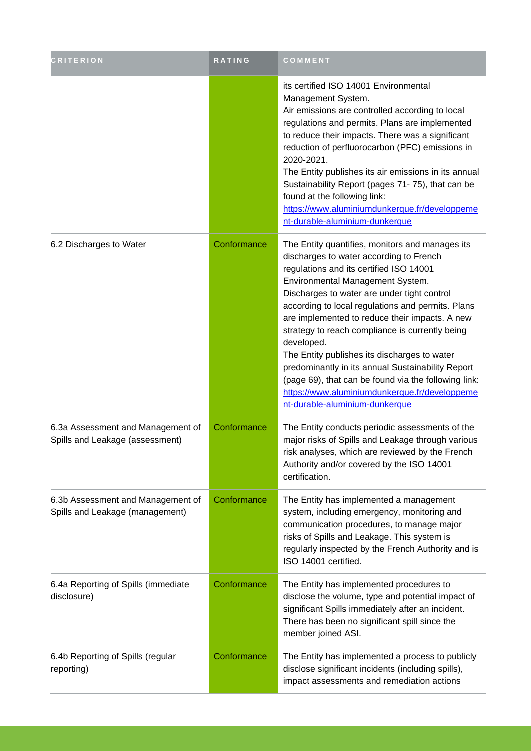| CRITERION | RATING | COMMENT |
| --- | --- | --- |
| | | its certified ISO 14001 Environmental Management System.<br>Air emissions are controlled according to local regulations and permits. Plans are implemented to reduce their impacts. There was a significant reduction of perfluorocarbon (PFC) emissions in 2020-2021.<br>The Entity publishes its air emissions in its annual Sustainability Report (pages 71- 75), that can be found at the following link:<br>[https://www.aluminiumdunkerque.fr/developpement-durable-aluminium-dunkerque](https://www.aluminiumdunkerque.fr/developpement-durable-aluminium-dunkerque) |
| 6.2 Discharges to Water | Conformance | The Entity quantifies, monitors and manages its discharges to water according to French regulations and its certified ISO 14001 Environmental Management System.<br>Discharges to water are under tight control according to local regulations and permits. Plans are implemented to reduce their impacts. A new strategy to reach compliance is currently being developed.<br>The Entity publishes its discharges to water predominantly in its annual Sustainability Report (page 69), that can be found via the following link:<br>[https://www.aluminiumdunkerque.fr/developpement-durable-aluminium-dunkerque](https://www.aluminiumdunkerque.fr/developpement-durable-aluminium-dunkerque) |
| 6.3a Assessment and Management of Spills and Leakage (assessment) | Conformance | The Entity conducts periodic assessments of the major risks of Spills and Leakage through various risk analyses, which are reviewed by the French Authority and/or covered by the ISO 14001 certification. |
| 6.3b Assessment and Management of Spills and Leakage (management) | Conformance | The Entity has implemented a management system, including emergency, monitoring and communication procedures, to manage major risks of Spills and Leakage. This system is regularly inspected by the French Authority and is ISO 14001 certified. |
| 6.4a Reporting of Spills (immediate disclosure) | Conformance | The Entity has implemented procedures to disclose the volume, type and potential impact of significant Spills immediately after an incident. There has been no significant spill since the member joined ASI. |
| 6.4b Reporting of Spills (regular reporting) | Conformance | The Entity has implemented a process to publicly disclose significant incidents (including spills), impact assessments and remediation actions |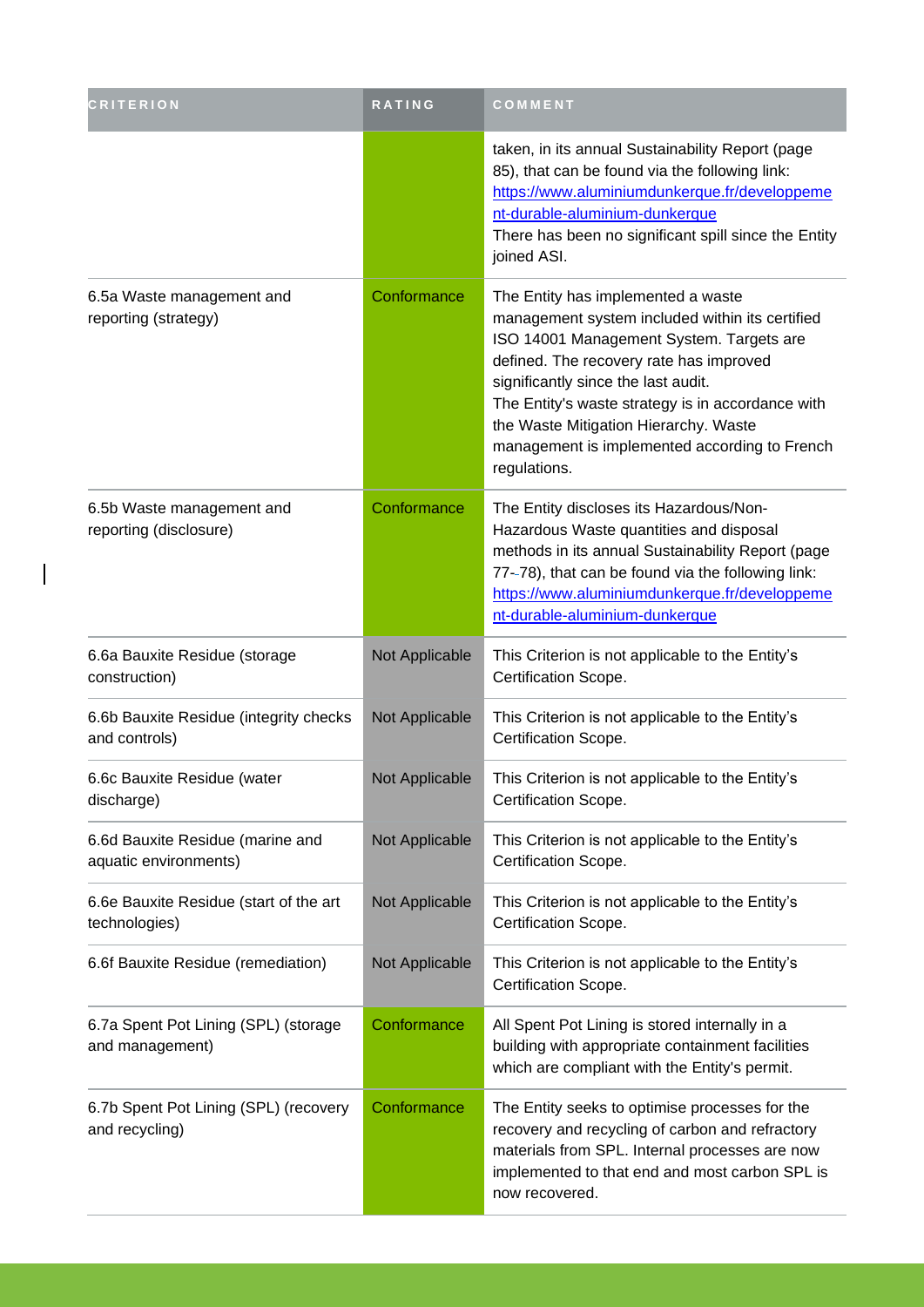| CRITERION | RATING | COMMENT |
| --- | --- | --- |
| | | taken, in its annual Sustainability Report (page 85), that can be found via the following link: https://www.aluminiumdunkerque.fr/developpement-durable-aluminium-dunkerque There has been no significant spill since the Entity joined ASI. |
| 6.5a Waste management and reporting (strategy) | Conformance | The Entity has implemented a waste management system included within its certified ISO 14001 Management System. Targets are defined. The recovery rate has improved significantly since the last audit. The Entity's waste strategy is in accordance with the Waste Mitigation Hierarchy. Waste management is implemented according to French regulations. |
| 6.5b Waste management and reporting (disclosure) | Conformance | The Entity discloses its Hazardous/Non-Hazardous Waste quantities and disposal methods in its annual Sustainability Report (page 77-78), that can be found via the following link: https://www.aluminiumdunkerque.fr/developpement-durable-aluminium-dunkerque |
| 6.6a Bauxite Residue (storage construction) | Not Applicable | This Criterion is not applicable to the Entity's Certification Scope. |
| 6.6b Bauxite Residue (integrity checks and controls) | Not Applicable | This Criterion is not applicable to the Entity's Certification Scope. |
| 6.6c Bauxite Residue (water discharge) | Not Applicable | This Criterion is not applicable to the Entity's Certification Scope. |
| 6.6d Bauxite Residue (marine and aquatic environments) | Not Applicable | This Criterion is not applicable to the Entity's Certification Scope. |
| 6.6e Bauxite Residue (start of the art technologies) | Not Applicable | This Criterion is not applicable to the Entity's Certification Scope. |
| 6.6f Bauxite Residue (remediation) | Not Applicable | This Criterion is not applicable to the Entity's Certification Scope. |
| 6.7a Spent Pot Lining (SPL) (storage and management) | Conformance | All Spent Pot Lining is stored internally in a building with appropriate containment facilities which are compliant with the Entity's permit. |
| 6.7b Spent Pot Lining (SPL) (recovery and recycling) | Conformance | The Entity seeks to optimise processes for the recovery and recycling of carbon and refractory materials from SPL. Internal processes are now implemented to that end and most carbon SPL is now recovered. |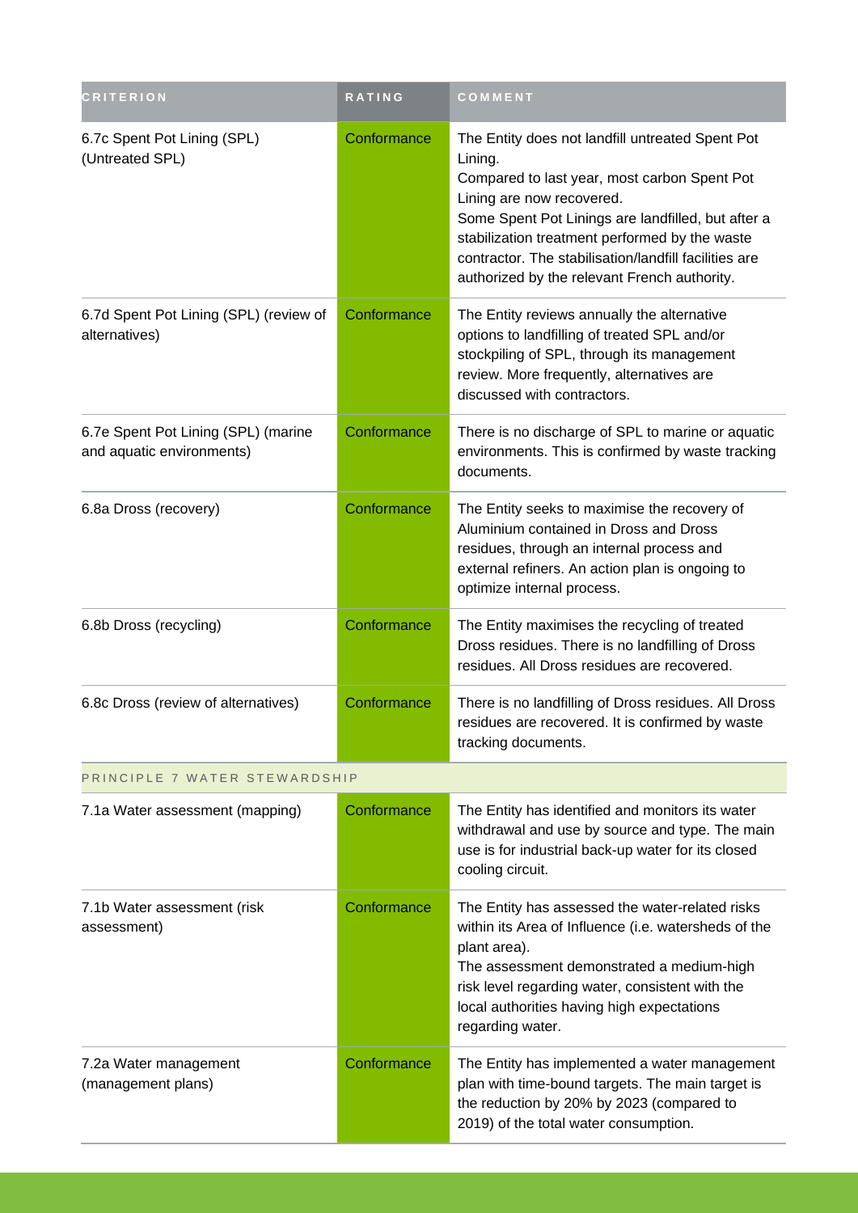| CRITERION | RATING | COMMENT |
| --- | --- | --- |
| 6.7c Spent Pot Lining (SPL) (Untreated SPL) | Conformance | The Entity does not landfill untreated Spent Pot Lining.<br>Compared to last year, most carbon Spent Pot Lining are now recovered.<br>Some Spent Pot Linings are landfilled, but after a stabilization treatment performed by the waste contractor. The stabilisation/landfill facilities are authorized by the relevant French authority. |
| 6.7d Spent Pot Lining (SPL) (review of alternatives) | Conformance | The Entity reviews annually the alternative options to landfilling of treated SPL and/or stockpiling of SPL, through its management review. More frequently, alternatives are discussed with contractors. |
| 6.7e Spent Pot Lining (SPL) (marine and aquatic environments) | Conformance | There is no discharge of SPL to marine or aquatic environments. This is confirmed by waste tracking documents. |
| 6.8a Dross (recovery) | Conformance | The Entity seeks to maximise the recovery of Aluminium contained in Dross and Dross residues, through an internal process and external refiners. An action plan is ongoing to optimize internal process. |
| 6.8b Dross (recycling) | Conformance | The Entity maximises the recycling of treated Dross residues. There is no landfilling of Dross residues. All Dross residues are recovered. |
| 6.8c Dross (review of alternatives) | Conformance | There is no landfilling of Dross residues. All Dross residues are recovered. It is confirmed by waste tracking documents. |
| PRINCIPLE 7 WATER STEWARDSHIP | | |
| 7.1a Water assessment (mapping) | Conformance | The Entity has identified and monitors its water withdrawal and use by source and type. The main use is for industrial back-up water for its closed cooling circuit. |
| 7.1b Water assessment (risk assessment) | Conformance | The Entity has assessed the water-related risks within its Area of Influence (i.e. watersheds of the plant area).<br>The assessment demonstrated a medium-high risk level regarding water, consistent with the local authorities having high expectations regarding water. |
| 7.2a Water management (management plans) | Conformance | The Entity has implemented a water management plan with time-bound targets. The main target is the reduction by 20% by 2023 (compared to 2019) of the total water consumption. |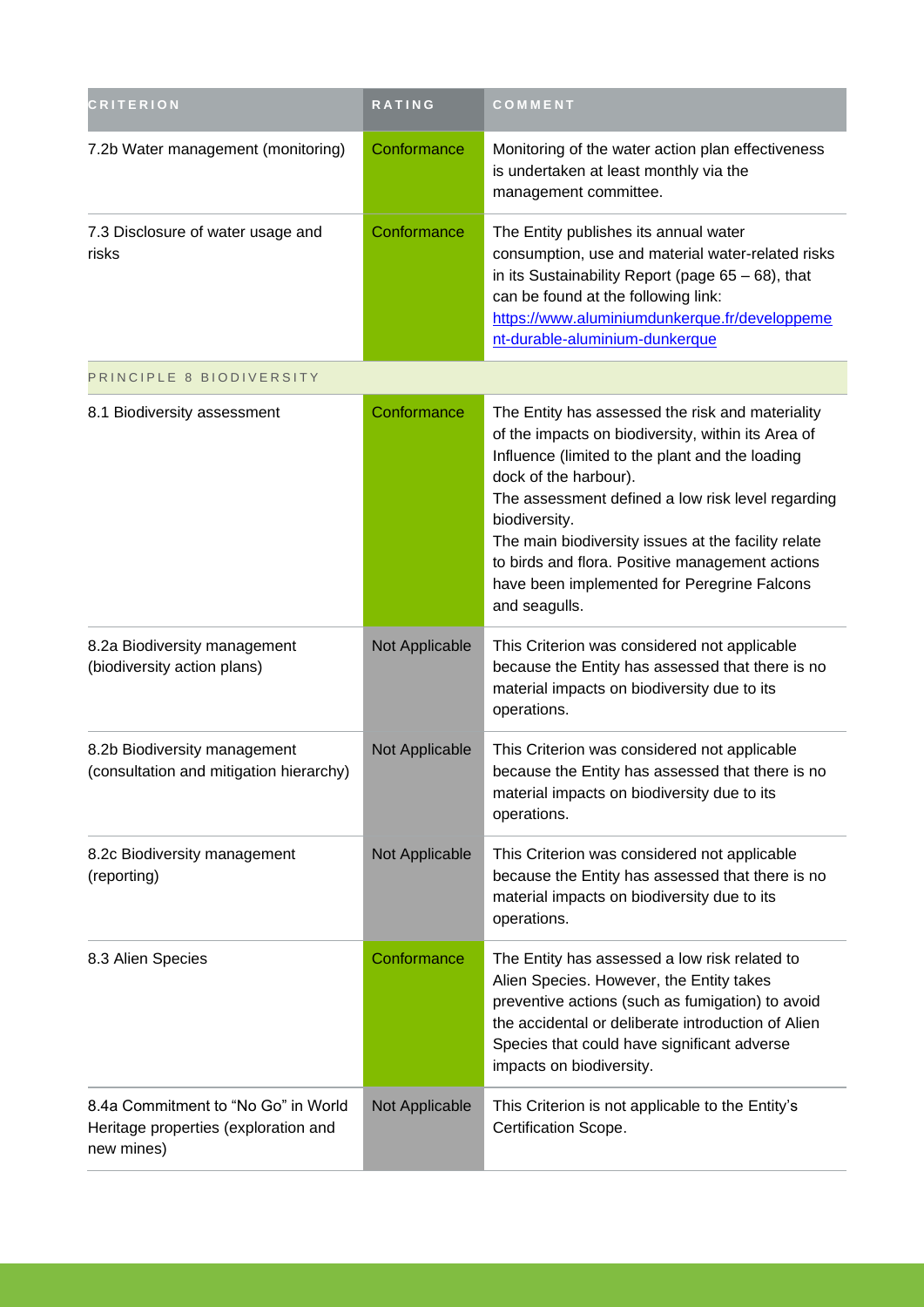| CRITERION | RATING | COMMENT |
|---|---|---|
| 7.2b Water management (monitoring) | Conformance | Monitoring of the water action plan effectiveness is undertaken at least monthly via the management committee. |
| 7.3 Disclosure of water usage and risks | Conformance | The Entity publishes its annual water consumption, use and material water-related risks in its Sustainability Report (page 65 – 68), that can be found at the following link: [https://www.aluminiumdunkerque.fr/developpement-durable-aluminium-dunkerque](https://www.aluminiumdunkerque.fr/developpement-durable-aluminium-dunkerque) |
| PRINCIPLE 8 BIODIVERSITY | | |
| 8.1 Biodiversity assessment | Conformance | The Entity has assessed the risk and materiality of the impacts on biodiversity, within its Area of Influence (limited to the plant and the loading dock of the harbour).<br>The assessment defined a low risk level regarding biodiversity.<br>The main biodiversity issues at the facility relate to birds and flora. Positive management actions have been implemented for Peregrine Falcons and seagulls. |
| 8.2a Biodiversity management (biodiversity action plans) | Not Applicable | This Criterion was considered not applicable because the Entity has assessed that there is no material impacts on biodiversity due to its operations. |
| 8.2b Biodiversity management (consultation and mitigation hierarchy) | Not Applicable | This Criterion was considered not applicable because the Entity has assessed that there is no material impacts on biodiversity due to its operations. |
| 8.2c Biodiversity management (reporting) | Not Applicable | This Criterion was considered not applicable because the Entity has assessed that there is no material impacts on biodiversity due to its operations. |
| 8.3 Alien Species | Conformance | The Entity has assessed a low risk related to Alien Species. However, the Entity takes preventive actions (such as fumigation) to avoid the accidental or deliberate introduction of Alien Species that could have significant adverse impacts on biodiversity. |
| 8.4a Commitment to "No Go" in World Heritage properties (exploration and new mines) | Not Applicable | This Criterion is not applicable to the Entity's Certification Scope. |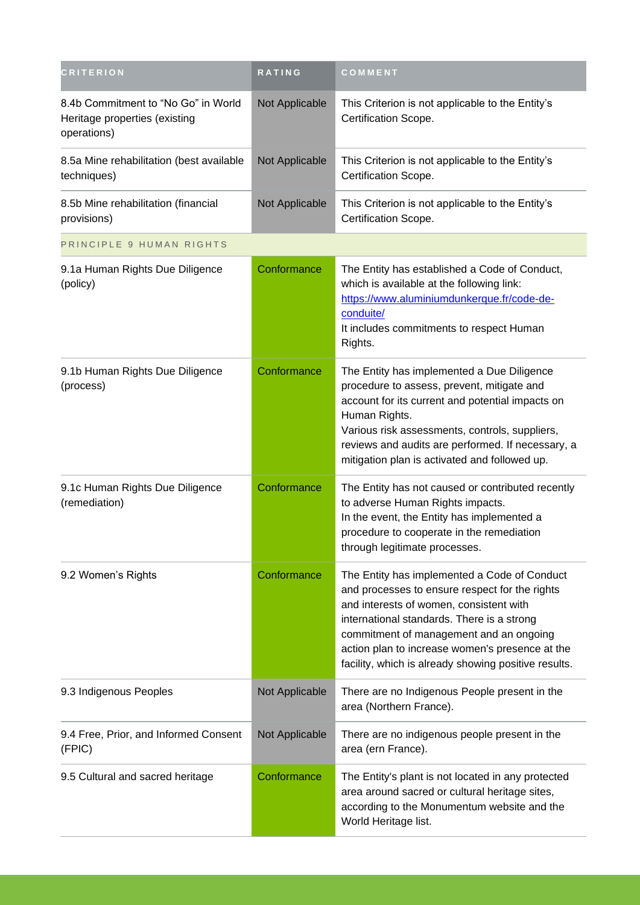| CRITERION | RATING | COMMENT |
| --- | --- | --- |
| 8.4b Commitment to “No Go” in World Heritage properties (existing operations) | Not Applicable | This Criterion is not applicable to the Entity’s Certification Scope. |
| 8.5a Mine rehabilitation (best available techniques) | Not Applicable | This Criterion is not applicable to the Entity’s Certification Scope. |
| 8.5b Mine rehabilitation (financial provisions) | Not Applicable | This Criterion is not applicable to the Entity’s Certification Scope. |
| PRINCIPLE 9 HUMAN RIGHTS | | |
| 9.1a Human Rights Due Diligence (policy) | Conformance | The Entity has established a Code of Conduct, which is available at the following link: [https://www.aluminiumdunkerque.fr/code-de-conduite/](https://www.aluminiumdunkerque.fr/code-de-conduite/) It includes commitments to respect Human Rights. |
| 9.1b Human Rights Due Diligence (process) | Conformance | The Entity has implemented a Due Diligence procedure to assess, prevent, mitigate and account for its current and potential impacts on Human Rights. Various risk assessments, controls, suppliers, reviews and audits are performed. If necessary, a mitigation plan is activated and followed up. |
| 9.1c Human Rights Due Diligence (remediation) | Conformance | The Entity has not caused or contributed recently to adverse Human Rights impacts. In the event, the Entity has implemented a procedure to cooperate in the remediation through legitimate processes. |
| 9.2 Women’s Rights | Conformance | The Entity has implemented a Code of Conduct and processes to ensure respect for the rights and interests of women, consistent with international standards. There is a strong commitment of management and an ongoing action plan to increase women's presence at the facility, which is already showing positive results. |
| 9.3 Indigenous Peoples | Not Applicable | There are no Indigenous People present in the area (Northern France). |
| 9.4 Free, Prior, and Informed Consent (FPIC) | Not Applicable | There are no indigenous people present in the area (ern France). |
| 9.5 Cultural and sacred heritage | Conformance | The Entity's plant is not located in any protected area around sacred or cultural heritage sites, according to the Monumentum website and the World Heritage list. |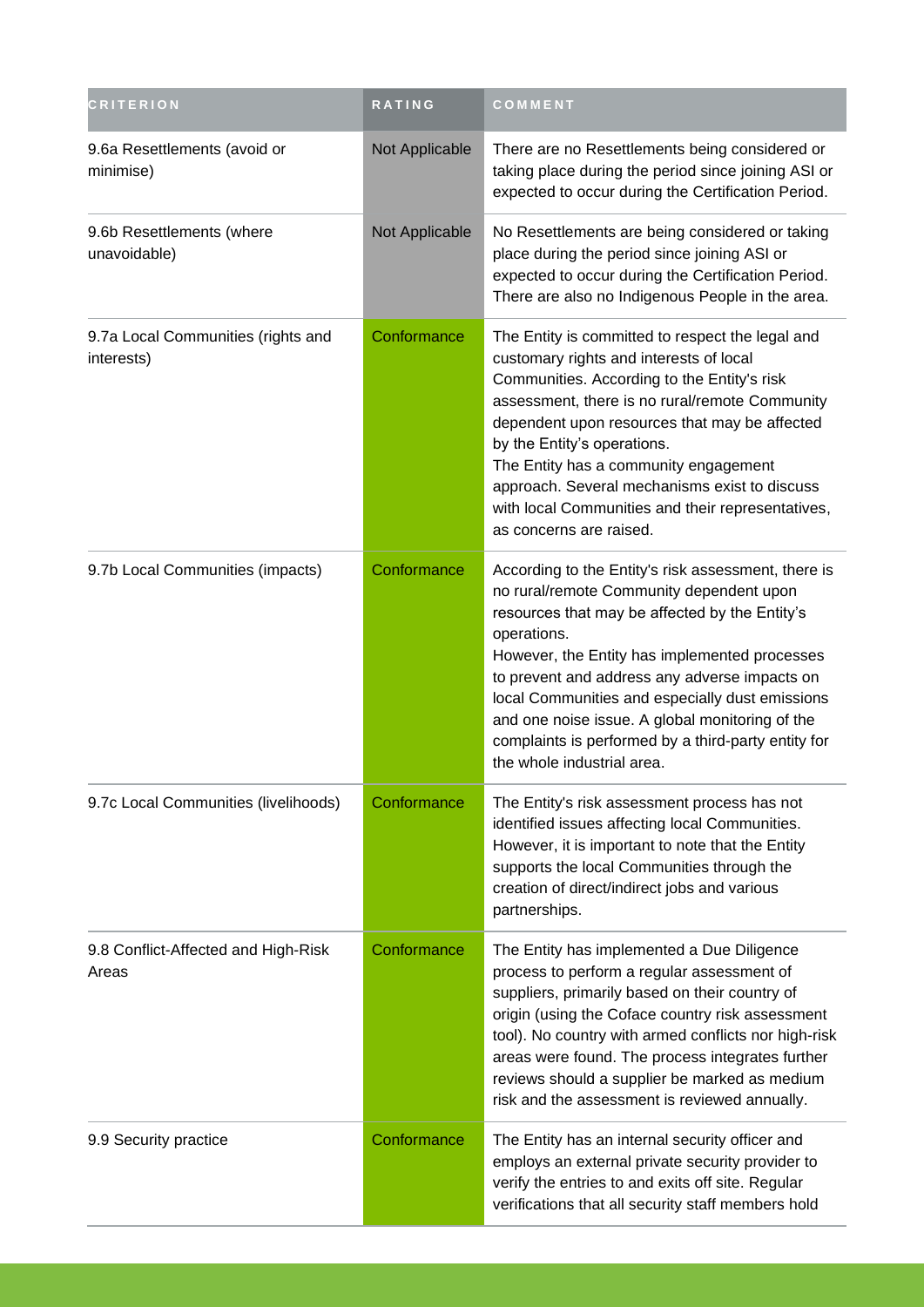| CRITERION | RATING | COMMENT |
| --- | --- | --- |
| 9.6a Resettlements (avoid or minimise) | Not Applicable | There are no Resettlements being considered or taking place during the period since joining ASI or expected to occur during the Certification Period. |
| 9.6b Resettlements (where unavoidable) | Not Applicable | No Resettlements are being considered or taking place during the period since joining ASI or expected to occur during the Certification Period. There are also no Indigenous People in the area. |
| 9.7a Local Communities (rights and interests) | Conformance | The Entity is committed to respect the legal and customary rights and interests of local Communities. According to the Entity's risk assessment, there is no rural/remote Community dependent upon resources that may be affected by the Entity's operations.<br>The Entity has a community engagement approach. Several mechanisms exist to discuss with local Communities and their representatives, as concerns are raised. |
| 9.7b Local Communities (impacts) | Conformance | According to the Entity's risk assessment, there is no rural/remote Community dependent upon resources that may be affected by the Entity's operations.<br>However, the Entity has implemented processes to prevent and address any adverse impacts on local Communities and especially dust emissions and one noise issue. A global monitoring of the complaints is performed by a third-party entity for the whole industrial area. |
| 9.7c Local Communities (livelihoods) | Conformance | The Entity's risk assessment process has not identified issues affecting local Communities. However, it is important to note that the Entity supports the local Communities through the creation of direct/indirect jobs and various partnerships. |
| 9.8 Conflict-Affected and High-Risk Areas | Conformance | The Entity has implemented a Due Diligence process to perform a regular assessment of suppliers, primarily based on their country of origin (using the Coface country risk assessment tool). No country with armed conflicts nor high-risk areas were found. The process integrates further reviews should a supplier be marked as medium risk and the assessment is reviewed annually. |
| 9.9 Security practice | Conformance | The Entity has an internal security officer and employs an external private security provider to verify the entries to and exits off site. Regular verifications that all security staff members hold |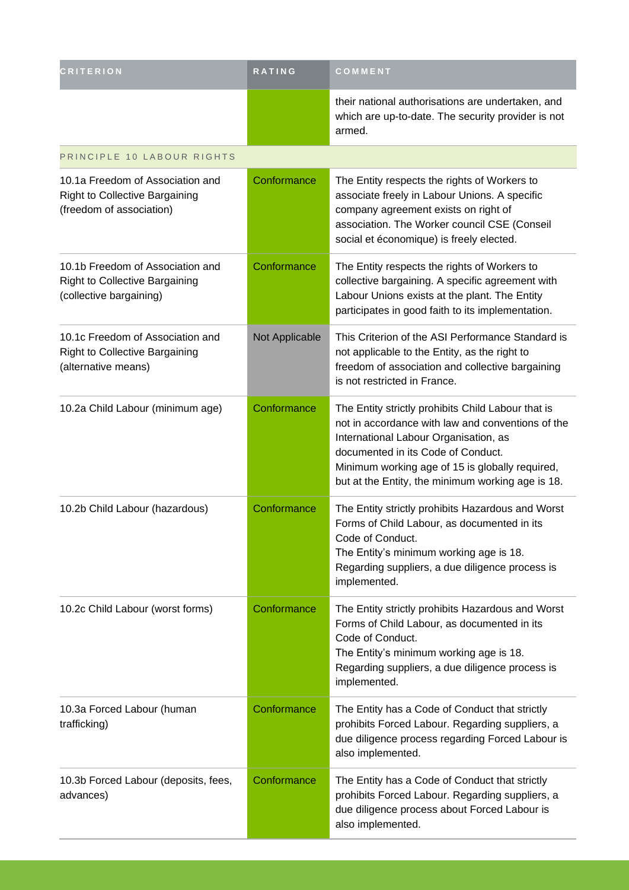| CRITERION | RATING | COMMENT |
| --- | --- | --- |
| | | their national authorisations are undertaken, and which are up-to-date. The security provider is not armed. |
| PRINCIPLE 10 LABOUR RIGHTS | | |
| 10.1a Freedom of Association and Right to Collective Bargaining (freedom of association) | Conformance | The Entity respects the rights of Workers to associate freely in Labour Unions. A specific company agreement exists on right of association. The Worker council CSE (Conseil social et économique) is freely elected. |
| 10.1b Freedom of Association and Right to Collective Bargaining (collective bargaining) | Conformance | The Entity respects the rights of Workers to collective bargaining. A specific agreement with Labour Unions exists at the plant. The Entity participates in good faith to its implementation. |
| 10.1c Freedom of Association and Right to Collective Bargaining (alternative means) | Not Applicable | This Criterion of the ASI Performance Standard is not applicable to the Entity, as the right to freedom of association and collective bargaining is not restricted in France. |
| 10.2a Child Labour (minimum age) | Conformance | The Entity strictly prohibits Child Labour that is not in accordance with law and conventions of the International Labour Organisation, as documented in its Code of Conduct.<br>Minimum working age of 15 is globally required, but at the Entity, the minimum working age is 18. |
| 10.2b Child Labour (hazardous) | Conformance | The Entity strictly prohibits Hazardous and Worst Forms of Child Labour, as documented in its Code of Conduct.<br>The Entity's minimum working age is 18.<br>Regarding suppliers, a due diligence process is implemented. |
| 10.2c Child Labour (worst forms) | Conformance | The Entity strictly prohibits Hazardous and Worst Forms of Child Labour, as documented in its Code of Conduct.<br>The Entity's minimum working age is 18.<br>Regarding suppliers, a due diligence process is implemented. |
| 10.3a Forced Labour (human trafficking) | Conformance | The Entity has a Code of Conduct that strictly prohibits Forced Labour. Regarding suppliers, a due diligence process regarding Forced Labour is also implemented. |
| 10.3b Forced Labour (deposits, fees, advances) | Conformance | The Entity has a Code of Conduct that strictly prohibits Forced Labour. Regarding suppliers, a due diligence process about Forced Labour is also implemented. |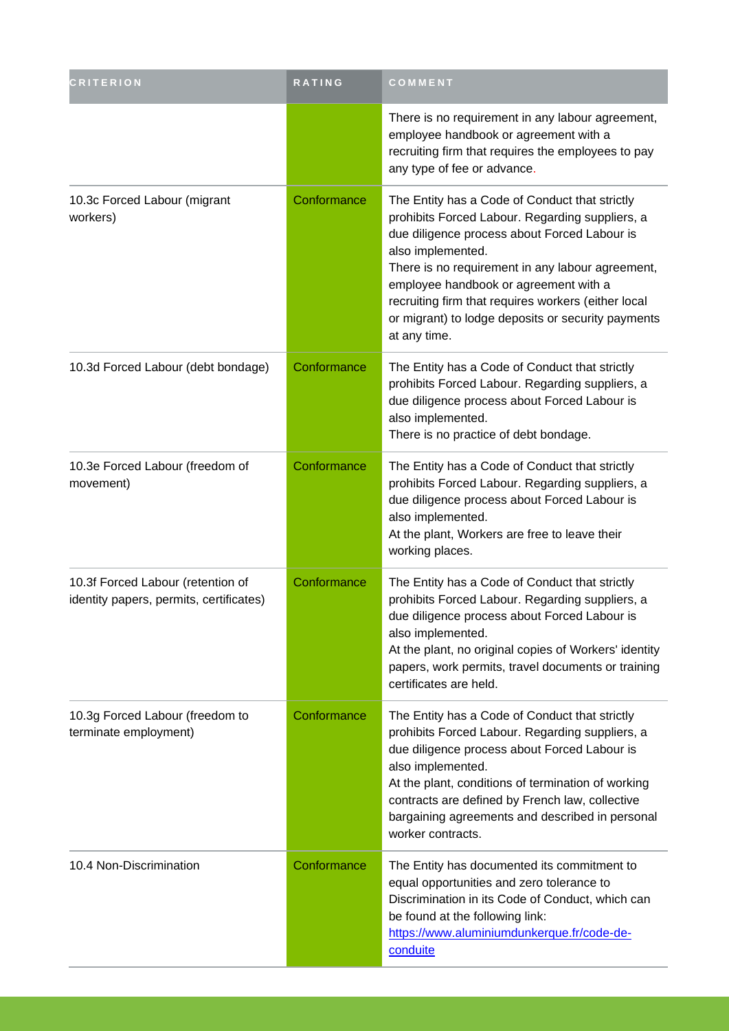| CRITERION | RATING | COMMENT |
| --- | --- | --- |
| | | There is no requirement in any labour agreement, employee handbook or agreement with a recruiting firm that requires the employees to pay any type of fee or advance. |
| 10.3c Forced Labour (migrant workers) | Conformance | The Entity has a Code of Conduct that strictly prohibits Forced Labour. Regarding suppliers, a due diligence process about Forced Labour is also implemented.<br>There is no requirement in any labour agreement, employee handbook or agreement with a recruiting firm that requires workers (either local or migrant) to lodge deposits or security payments at any time. |
| 10.3d Forced Labour (debt bondage) | Conformance | The Entity has a Code of Conduct that strictly prohibits Forced Labour. Regarding suppliers, a due diligence process about Forced Labour is also implemented.<br>There is no practice of debt bondage. |
| 10.3e Forced Labour (freedom of movement) | Conformance | The Entity has a Code of Conduct that strictly prohibits Forced Labour. Regarding suppliers, a due diligence process about Forced Labour is also implemented.<br>At the plant, Workers are free to leave their working places. |
| 10.3f Forced Labour (retention of identity papers, permits, certificates) | Conformance | The Entity has a Code of Conduct that strictly prohibits Forced Labour. Regarding suppliers, a due diligence process about Forced Labour is also implemented.<br>At the plant, no original copies of Workers' identity papers, work permits, travel documents or training certificates are held. |
| 10.3g Forced Labour (freedom to terminate employment) | Conformance | The Entity has a Code of Conduct that strictly prohibits Forced Labour. Regarding suppliers, a due diligence process about Forced Labour is also implemented.<br>At the plant, conditions of termination of working contracts are defined by French law, collective bargaining agreements and described in personal worker contracts. |
| 10.4 Non-Discrimination | Conformance | The Entity has documented its commitment to equal opportunities and zero tolerance to Discrimination in its Code of Conduct, which can be found at the following link: [https://www.aluminiumdunkerque.fr/code-de-conduite](https://www.aluminiumdunkerque.fr/code-de-conduite) |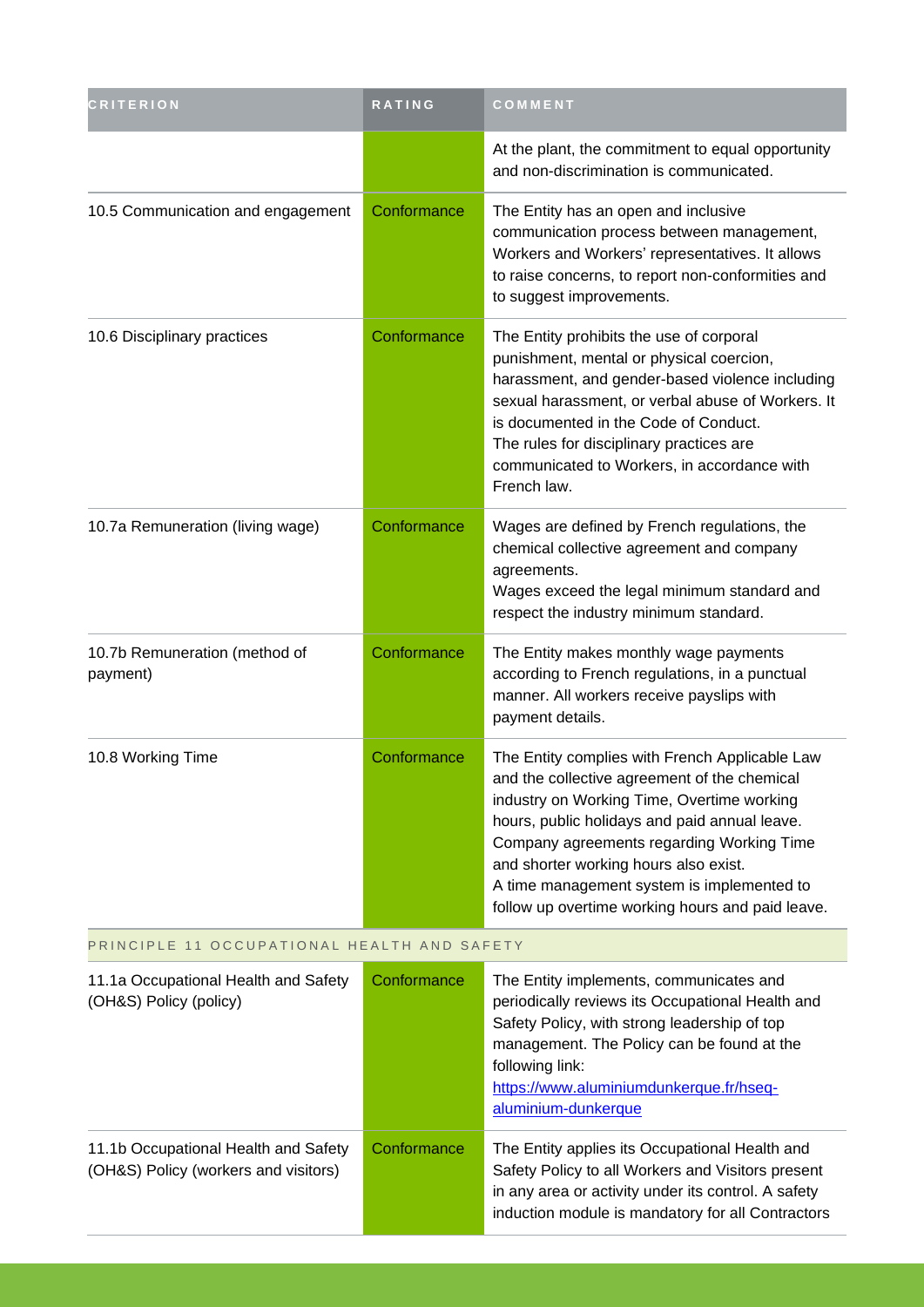| CRITERION | RATING | COMMENT |
| --- | --- | --- |
| | | At the plant, the commitment to equal opportunity and non-discrimination is communicated. |
| 10.5 Communication and engagement | Conformance | The Entity has an open and inclusive communication process between management, Workers and Workers' representatives. It allows to raise concerns, to report non-conformities and to suggest improvements. |
| 10.6 Disciplinary practices | Conformance | The Entity prohibits the use of corporal punishment, mental or physical coercion, harassment, and gender-based violence including sexual harassment, or verbal abuse of Workers. It is documented in the Code of Conduct.<br>The rules for disciplinary practices are communicated to Workers, in accordance with French law. |
| 10.7a Remuneration (living wage) | Conformance | Wages are defined by French regulations, the chemical collective agreement and company agreements.<br>Wages exceed the legal minimum standard and respect the industry minimum standard. |
| 10.7b Remuneration (method of payment) | Conformance | The Entity makes monthly wage payments according to French regulations, in a punctual manner. All workers receive payslips with payment details. |
| 10.8 Working Time | Conformance | The Entity complies with French Applicable Law and the collective agreement of the chemical industry on Working Time, Overtime working hours, public holidays and paid annual leave.<br>Company agreements regarding Working Time and shorter working hours also exist.<br>A time management system is implemented to follow up overtime working hours and paid leave. |
| **PRINCIPLE 11 OCCUPATIONAL HEALTH AND SAFETY** | | |
| 11.1a Occupational Health and Safety (OH&S) Policy (policy) | Conformance | The Entity implements, communicates and periodically reviews its Occupational Health and Safety Policy, with strong leadership of top management. The Policy can be found at the following link:<br>https://www.aluminiumdunkerque.fr/hseq-aluminium-dunkerque |
| 11.1b Occupational Health and Safety (OH&S) Policy (workers and visitors) | Conformance | The Entity applies its Occupational Health and Safety Policy to all Workers and Visitors present in any area or activity under its control. A safety induction module is mandatory for all Contractors |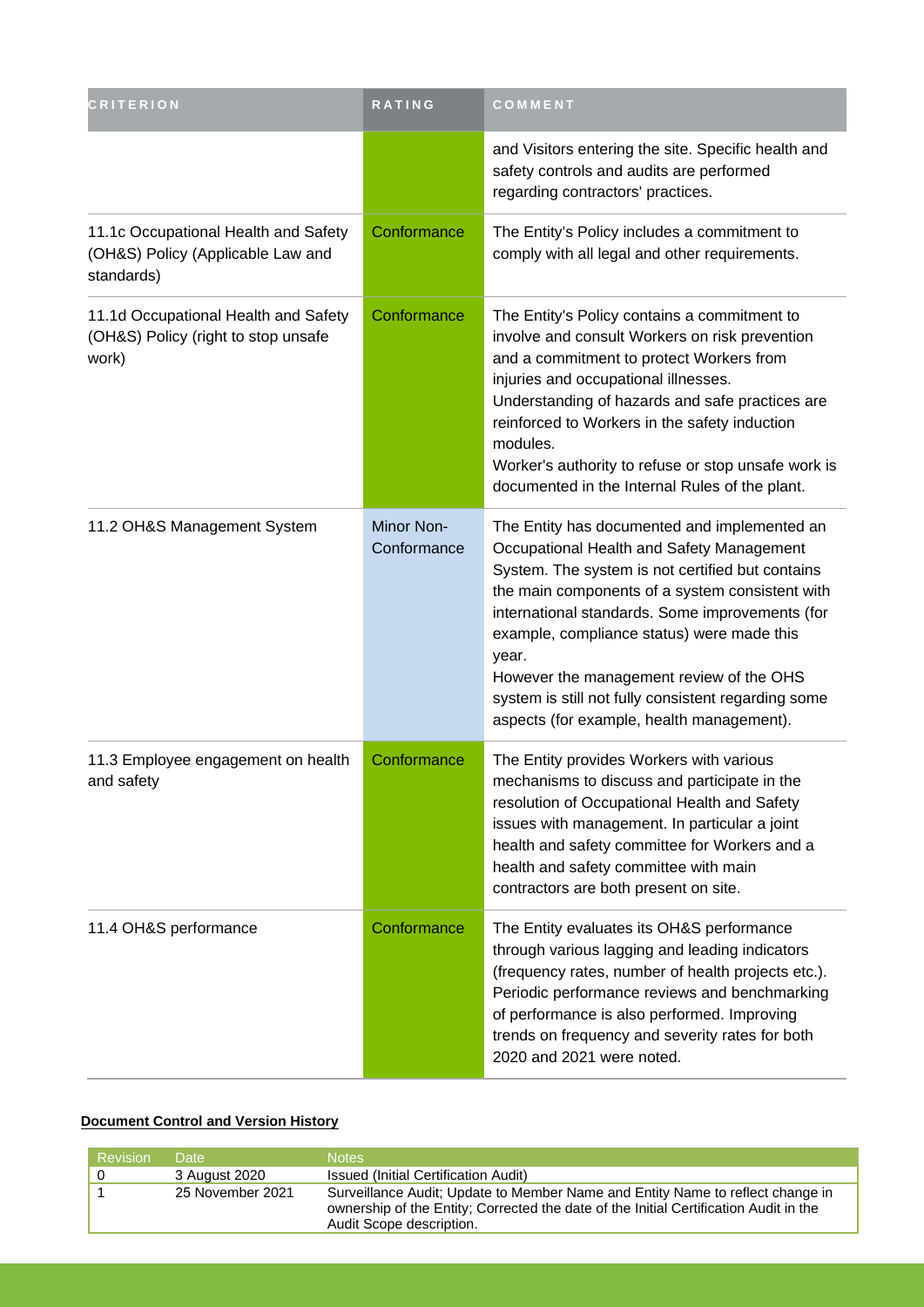| CRITERION | RATING | COMMENT |
|---|---|---|
| | | and Visitors entering the site. Specific health and safety controls and audits are performed regarding contractors' practices. |
| 11.1c Occupational Health and Safety (OH&S) Policy (Applicable Law and standards) | Conformance | The Entity's Policy includes a commitment to comply with all legal and other requirements. |
| 11.1d Occupational Health and Safety (OH&S) Policy (right to stop unsafe work) | Conformance | The Entity's Policy contains a commitment to involve and consult Workers on risk prevention and a commitment to protect Workers from injuries and occupational illnesses.<br>Understanding of hazards and safe practices are reinforced to Workers in the safety induction modules.<br>Worker's authority to refuse or stop unsafe work is documented in the Internal Rules of the plant. |
| 11.2 OH&S Management System | Minor Non-Conformance | The Entity has documented and implemented an Occupational Health and Safety Management System. The system is not certified but contains the main components of a system consistent with international standards. Some improvements (for example, compliance status) were made this year.<br>However the management review of the OHS system is still not fully consistent regarding some aspects (for example, health management). |
| 11.3 Employee engagement on health and safety | Conformance | The Entity provides Workers with various mechanisms to discuss and participate in the resolution of Occupational Health and Safety issues with management. In particular a joint health and safety committee for Workers and a health and safety committee with main contractors are both present on site. |
| 11.4 OH&S performance | Conformance | The Entity evaluates its OH&S performance through various lagging and leading indicators (frequency rates, number of health projects etc.). Periodic performance reviews and benchmarking of performance is also performed. Improving trends on frequency and severity rates for both 2020 and 2021 were noted. |

**Document Control and Version History**

| Revision | Date | Notes |
|---|---|---|
| 0 | 3 August 2020 | Issued (Initial Certification Audit) |
| 1 | 25 November 2021 | Surveillance Audit; Update to Member Name and Entity Name to reflect change in ownership of the Entity; Corrected the date of the Initial Certification Audit in the Audit Scope description. |